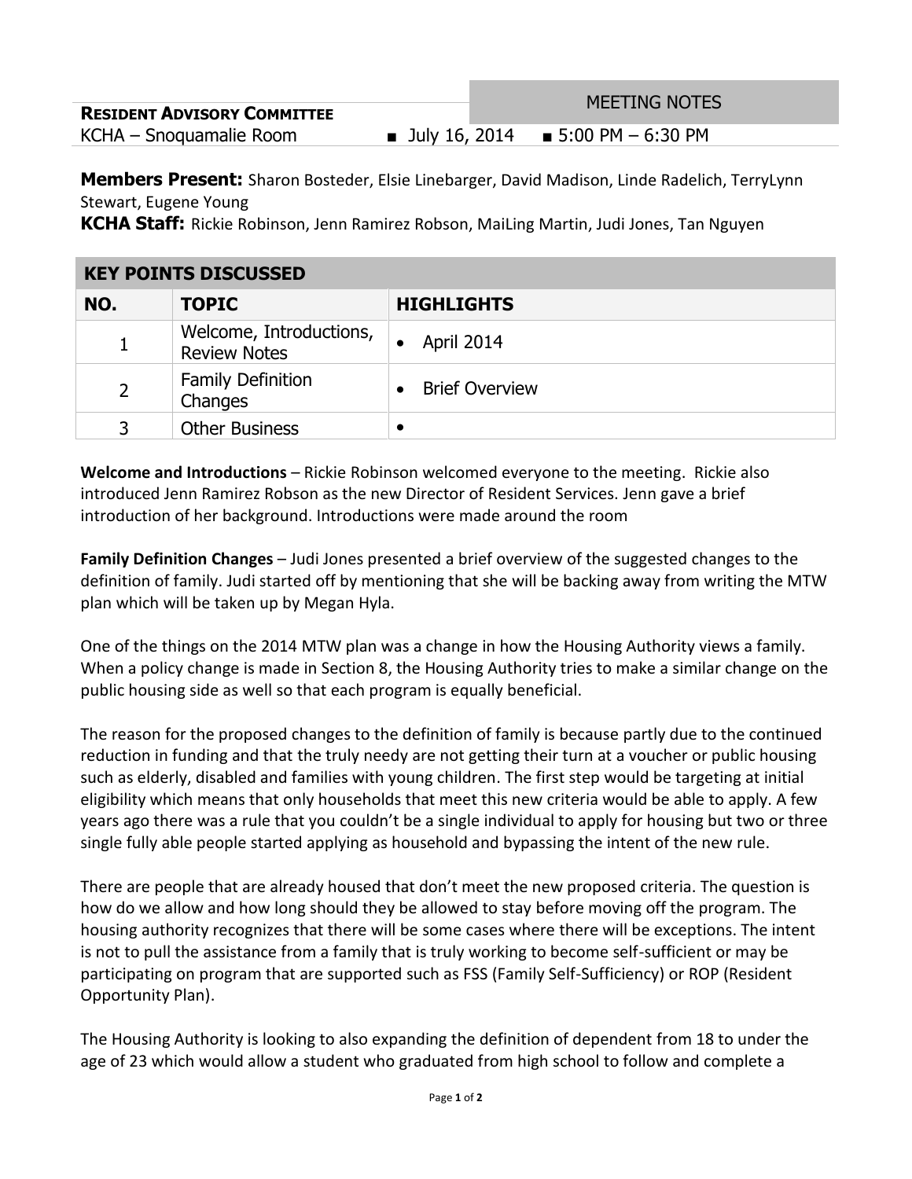**RESIDENT ADVISORY COMMITTEE**

MEETING NOTES

KCHA – Snoquamalie Room ■ July 16, 2014 ■ 5:00 PM – 6:30 PM

**Members Present:** Sharon Bosteder, Elsie Linebarger, David Madison, Linde Radelich, TerryLynn Stewart, Eugene Young

**KCHA Staff:** Rickie Robinson, Jenn Ramirez Robson, MaiLing Martin, Judi Jones, Tan Nguyen

| KEY POINTS DISCUSSED | | |
|---|---|---|
| **NO.** | **TOPIC** | **HIGHLIGHTS** |
| 1 | Welcome, Introductions, Review Notes | • April 2014 |
| 2 | Family Definition Changes | • Brief Overview |
| 3 | Other Business | • |

**Welcome and Introductions** – Rickie Robinson welcomed everyone to the meeting. Rickie also introduced Jenn Ramirez Robson as the new Director of Resident Services. Jenn gave a brief introduction of her background. Introductions were made around the room

**Family Definition Changes** – Judi Jones presented a brief overview of the suggested changes to the definition of family. Judi started off by mentioning that she will be backing away from writing the MTW plan which will be taken up by Megan Hyla.

One of the things on the 2014 MTW plan was a change in how the Housing Authority views a family. When a policy change is made in Section 8, the Housing Authority tries to make a similar change on the public housing side as well so that each program is equally beneficial.

The reason for the proposed changes to the definition of family is because partly due to the continued reduction in funding and that the truly needy are not getting their turn at a voucher or public housing such as elderly, disabled and families with young children. The first step would be targeting at initial eligibility which means that only households that meet this new criteria would be able to apply. A few years ago there was a rule that you couldn't be a single individual to apply for housing but two or three single fully able people started applying as household and bypassing the intent of the new rule.

There are people that are already housed that don't meet the new proposed criteria. The question is how do we allow and how long should they be allowed to stay before moving off the program. The housing authority recognizes that there will be some cases where there will be exceptions. The intent is not to pull the assistance from a family that is truly working to become self-sufficient or may be participating on program that are supported such as FSS (Family Self-Sufficiency) or ROP (Resident Opportunity Plan).

The Housing Authority is looking to also expanding the definition of dependent from 18 to under the age of 23 which would allow a student who graduated from high school to follow and complete a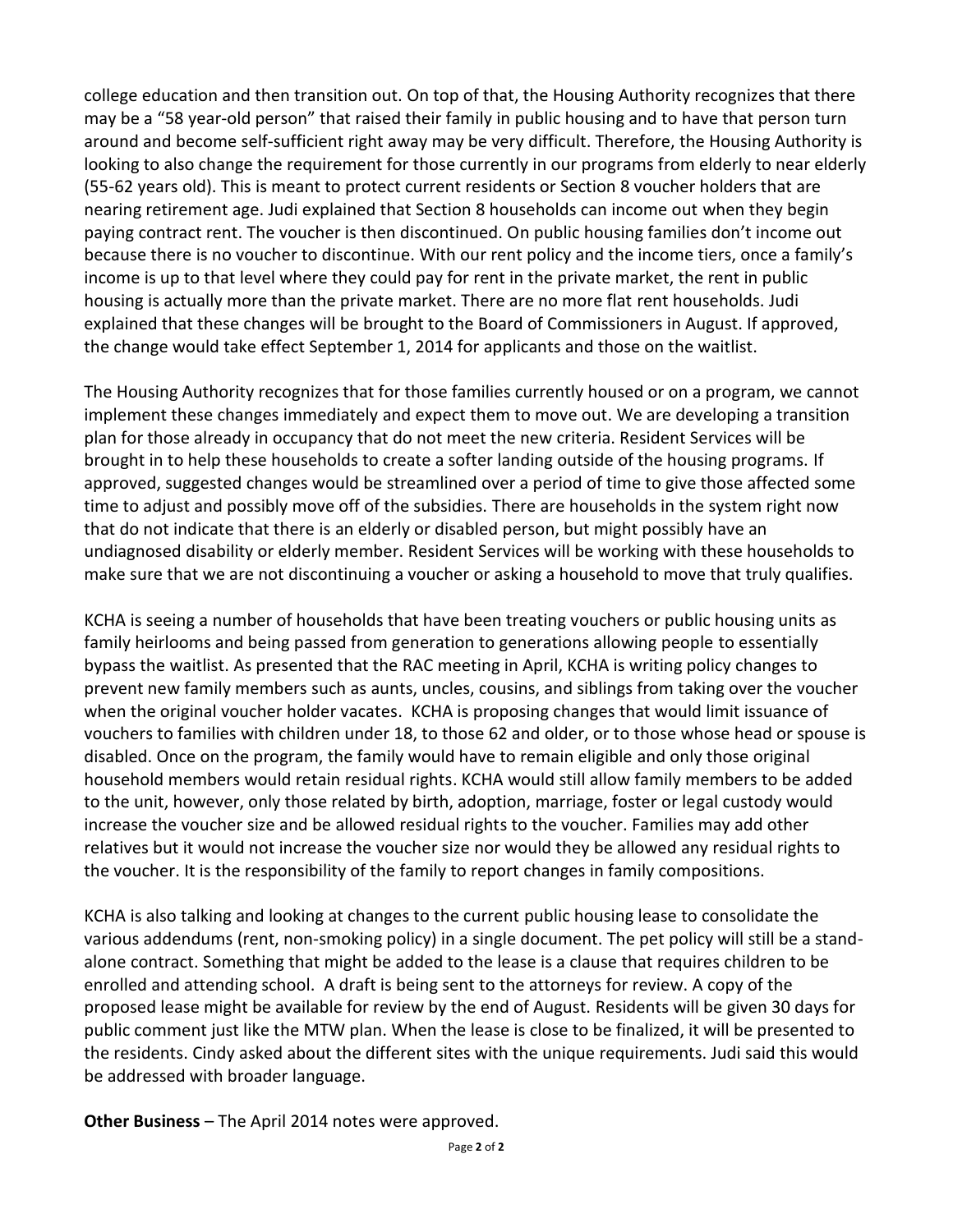college education and then transition out. On top of that, the Housing Authority recognizes that there may be a "58 year-old person" that raised their family in public housing and to have that person turn around and become self-sufficient right away may be very difficult. Therefore, the Housing Authority is looking to also change the requirement for those currently in our programs from elderly to near elderly (55-62 years old). This is meant to protect current residents or Section 8 voucher holders that are nearing retirement age. Judi explained that Section 8 households can income out when they begin paying contract rent. The voucher is then discontinued. On public housing families don't income out because there is no voucher to discontinue. With our rent policy and the income tiers, once a family's income is up to that level where they could pay for rent in the private market, the rent in public housing is actually more than the private market. There are no more flat rent households. Judi explained that these changes will be brought to the Board of Commissioners in August. If approved, the change would take effect September 1, 2014 for applicants and those on the waitlist.

The Housing Authority recognizes that for those families currently housed or on a program, we cannot implement these changes immediately and expect them to move out. We are developing a transition plan for those already in occupancy that do not meet the new criteria. Resident Services will be brought in to help these households to create a softer landing outside of the housing programs. If approved, suggested changes would be streamlined over a period of time to give those affected some time to adjust and possibly move off of the subsidies. There are households in the system right now that do not indicate that there is an elderly or disabled person, but might possibly have an undiagnosed disability or elderly member. Resident Services will be working with these households to make sure that we are not discontinuing a voucher or asking a household to move that truly qualifies.

KCHA is seeing a number of households that have been treating vouchers or public housing units as family heirlooms and being passed from generation to generations allowing people to essentially bypass the waitlist. As presented that the RAC meeting in April, KCHA is writing policy changes to prevent new family members such as aunts, uncles, cousins, and siblings from taking over the voucher when the original voucher holder vacates. KCHA is proposing changes that would limit issuance of vouchers to families with children under 18, to those 62 and older, or to those whose head or spouse is disabled. Once on the program, the family would have to remain eligible and only those original household members would retain residual rights. KCHA would still allow family members to be added to the unit, however, only those related by birth, adoption, marriage, foster or legal custody would increase the voucher size and be allowed residual rights to the voucher. Families may add other relatives but it would not increase the voucher size nor would they be allowed any residual rights to the voucher. It is the responsibility of the family to report changes in family compositions.

KCHA is also talking and looking at changes to the current public housing lease to consolidate the various addendums (rent, non-smoking policy) in a single document. The pet policy will still be a stand-alone contract. Something that might be added to the lease is a clause that requires children to be enrolled and attending school. A draft is being sent to the attorneys for review. A copy of the proposed lease might be available for review by the end of August. Residents will be given 30 days for public comment just like the MTW plan. When the lease is close to be finalized, it will be presented to the residents. Cindy asked about the different sites with the unique requirements. Judi said this would be addressed with broader language.

**Other Business** – The April 2014 notes were approved.